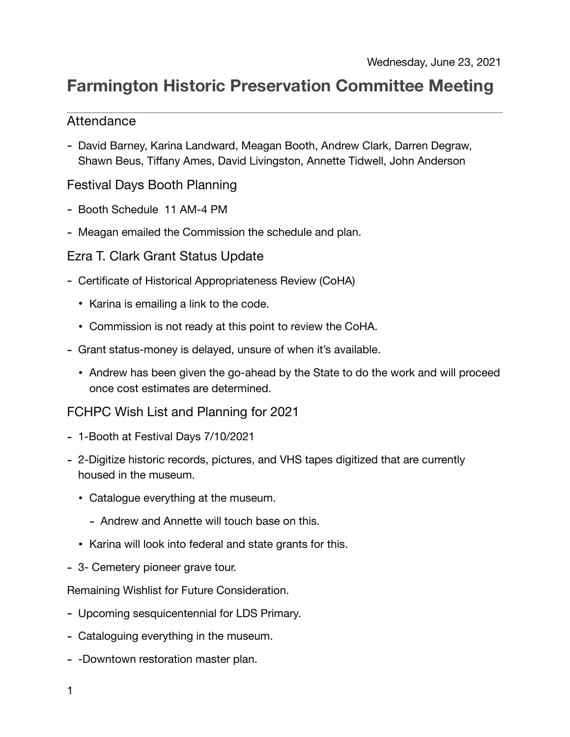Wednesday, June 23, 2021

# Farmington Historic Preservation Committee Meeting

---

## Attendance

- David Barney, Karina Landward, Meagan Booth, Andrew Clark, Darren Degraw, Shawn Beus, Tiffany Ames, David Livingston, Annette Tidwell, John Anderson

## Festival Days Booth Planning

- Booth Schedule 11 AM-4 PM
- Meagan emailed the Commission the schedule and plan.

## Ezra T. Clark Grant Status Update

- Certificate of Historical Appropriateness Review (CoHA)
  - Karina is emailing a link to the code.
  - Commission is not ready at this point to review the CoHA.
- Grant status-money is delayed, unsure of when it's available.
  - Andrew has been given the go-ahead by the State to do the work and will proceed once cost estimates are determined.

## FCHPC Wish List and Planning for 2021

- 1-Booth at Festival Days 7/10/2021
- 2-Digitize historic records, pictures, and VHS tapes digitized that are currently housed in the museum.
  - Catalogue everything at the museum.
    - Andrew and Annette will touch base on this.
  - Karina will look into federal and state grants for this.
- 3- Cemetery pioneer grave tour.

Remaining Wishlist for Future Consideration.

- Upcoming sesquicentennial for LDS Primary.
- Cataloguing everything in the museum.
- -Downtown restoration master plan.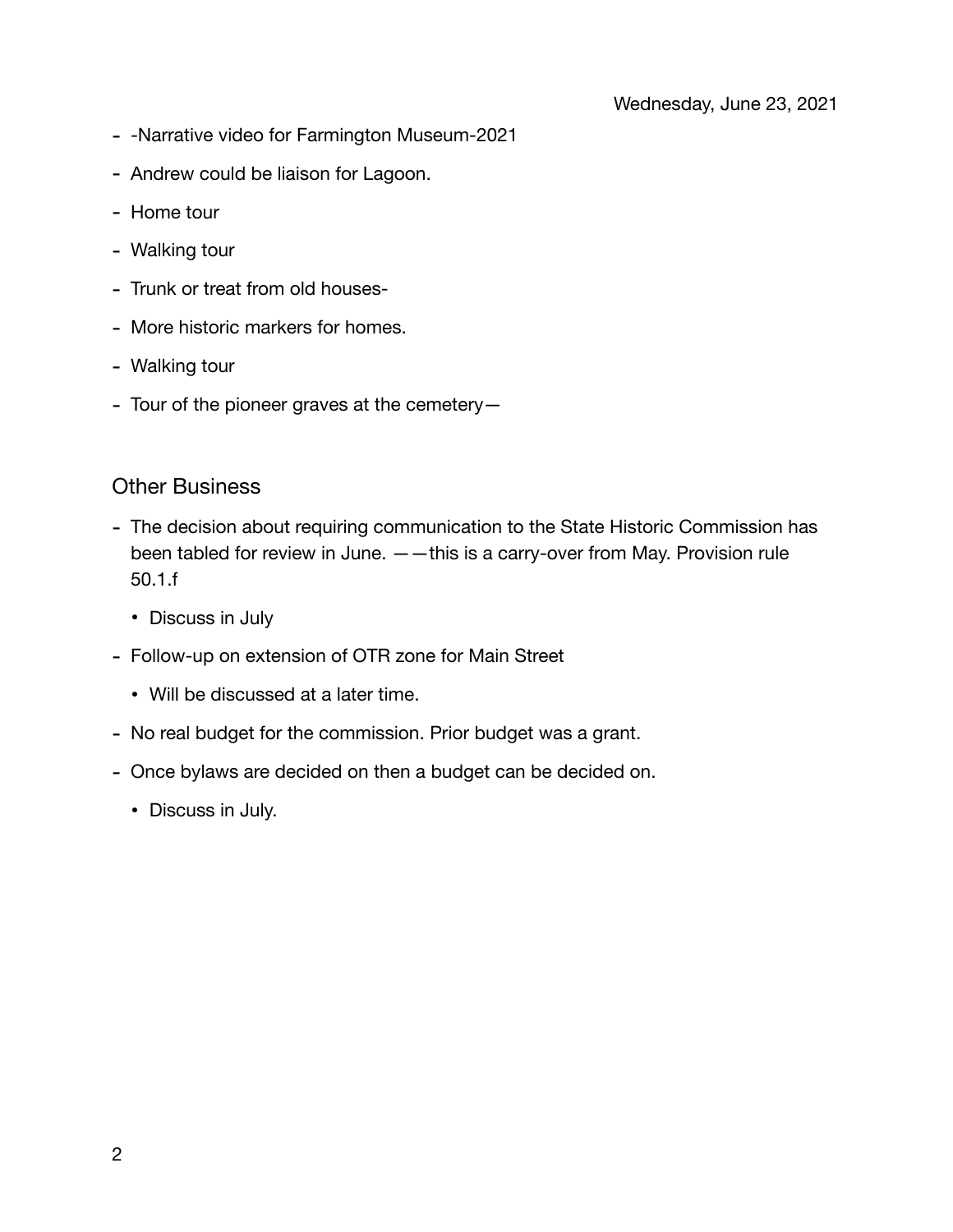Wednesday, June 23, 2021

- -Narrative video for Farmington Museum-2021
- Andrew could be liaison for Lagoon.
- Home tour
- Walking tour
- Trunk or treat from old houses-
- More historic markers for homes.
- Walking tour
- Tour of the pioneer graves at the cemetery—

## Other Business

- The decision about requiring communication to the State Historic Commission has been tabled for review in June. ——this is a carry-over from May. Provision rule 50.1.f
  - Discuss in July
- Follow-up on extension of OTR zone for Main Street
  - Will be discussed at a later time.
- No real budget for the commission. Prior budget was a grant.
- Once bylaws are decided on then a budget can be decided on.
  - Discuss in July.